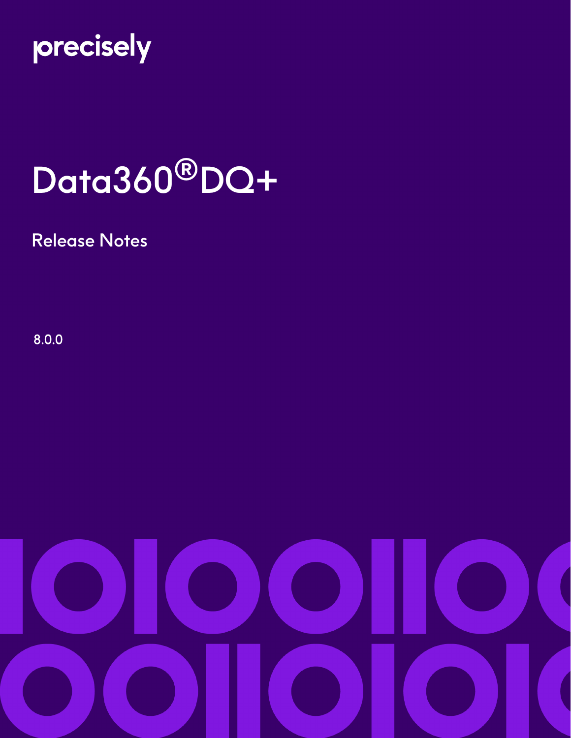precisely

# Data360®DQ+

## Release Notes

8.0.0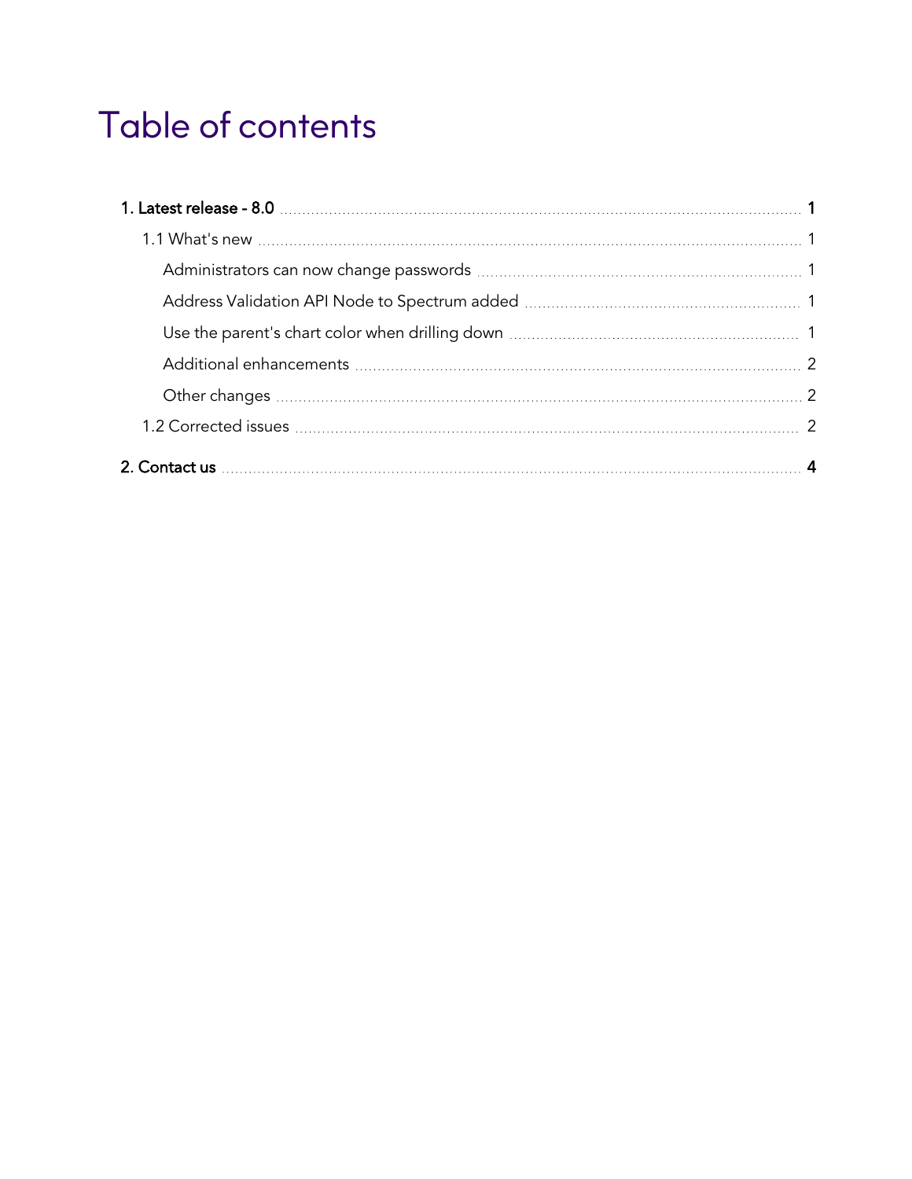# Table of contents

**1. Latest release - 8.0** ..... **1**

- 1.1 What's new ..... 1
  - Administrators can now change passwords ..... 1
  - Address Validation API Node to Spectrum added ..... 1
  - Use the parent's chart color when drilling down ..... 1
  - Additional enhancements ..... 2
  - Other changes ..... 2
- 1.2 Corrected issues ..... 2

**2. Contact us** ..... **4**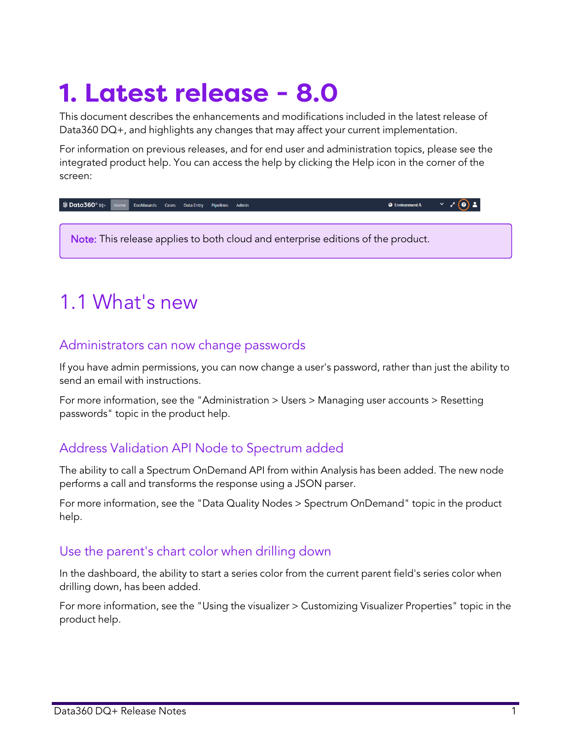# 1. Latest release - 8.0

This document describes the enhancements and modifications included in the latest release of Data360 DQ+, and highlights any changes that may affect your current implementation.

For information on previous releases, and for end user and administration topics, please see the integrated product help. You can access the help by clicking the Help icon in the corner of the screen:

> **Note:** This release applies to both cloud and enterprise editions of the product.

## 1.1 What's new

### Administrators can now change passwords

If you have admin permissions, you can now change a user's password, rather than just the ability to send an email with instructions.

For more information, see the "Administration > Users > Managing user accounts > Resetting passwords" topic in the product help.

### Address Validation API Node to Spectrum added

The ability to call a Spectrum OnDemand API from within Analysis has been added. The new node performs a call and transforms the response using a JSON parser.

For more information, see the "Data Quality Nodes > Spectrum OnDemand" topic in the product help.

### Use the parent's chart color when drilling down

In the dashboard, the ability to start a series color from the current parent field's series color when drilling down, has been added.

For more information, see the "Using the visualizer > Customizing Visualizer Properties" topic in the product help.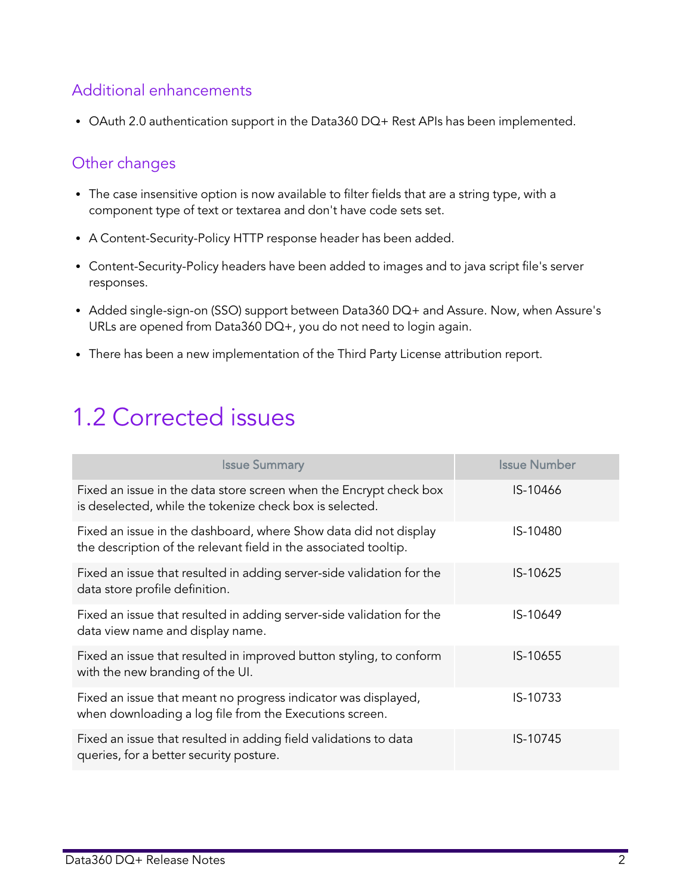## Additional enhancements

- OAuth 2.0 authentication support in the Data360 DQ+ Rest APIs has been implemented.

## Other changes

- The case insensitive option is now available to filter fields that are a string type, with a component type of text or textarea and don't have code sets set.
- A Content-Security-Policy HTTP response header has been added.
- Content-Security-Policy headers have been added to images and to java script file's server responses.
- Added single-sign-on (SSO) support between Data360 DQ+ and Assure. Now, when Assure's URLs are opened from Data360 DQ+, you do not need to login again.
- There has been a new implementation of the Third Party License attribution report.

# 1.2 Corrected issues

| Issue Summary | Issue Number |
|---|---|
| Fixed an issue in the data store screen when the Encrypt check box is deselected, while the tokenize check box is selected. | IS-10466 |
| Fixed an issue in the dashboard, where Show data did not display the description of the relevant field in the associated tooltip. | IS-10480 |
| Fixed an issue that resulted in adding server-side validation for the data store profile definition. | IS-10625 |
| Fixed an issue that resulted in adding server-side validation for the data view name and display name. | IS-10649 |
| Fixed an issue that resulted in improved button styling, to conform with the new branding of the UI. | IS-10655 |
| Fixed an issue that meant no progress indicator was displayed, when downloading a log file from the Executions screen. | IS-10733 |
| Fixed an issue that resulted in adding field validations to data queries, for a better security posture. | IS-10745 |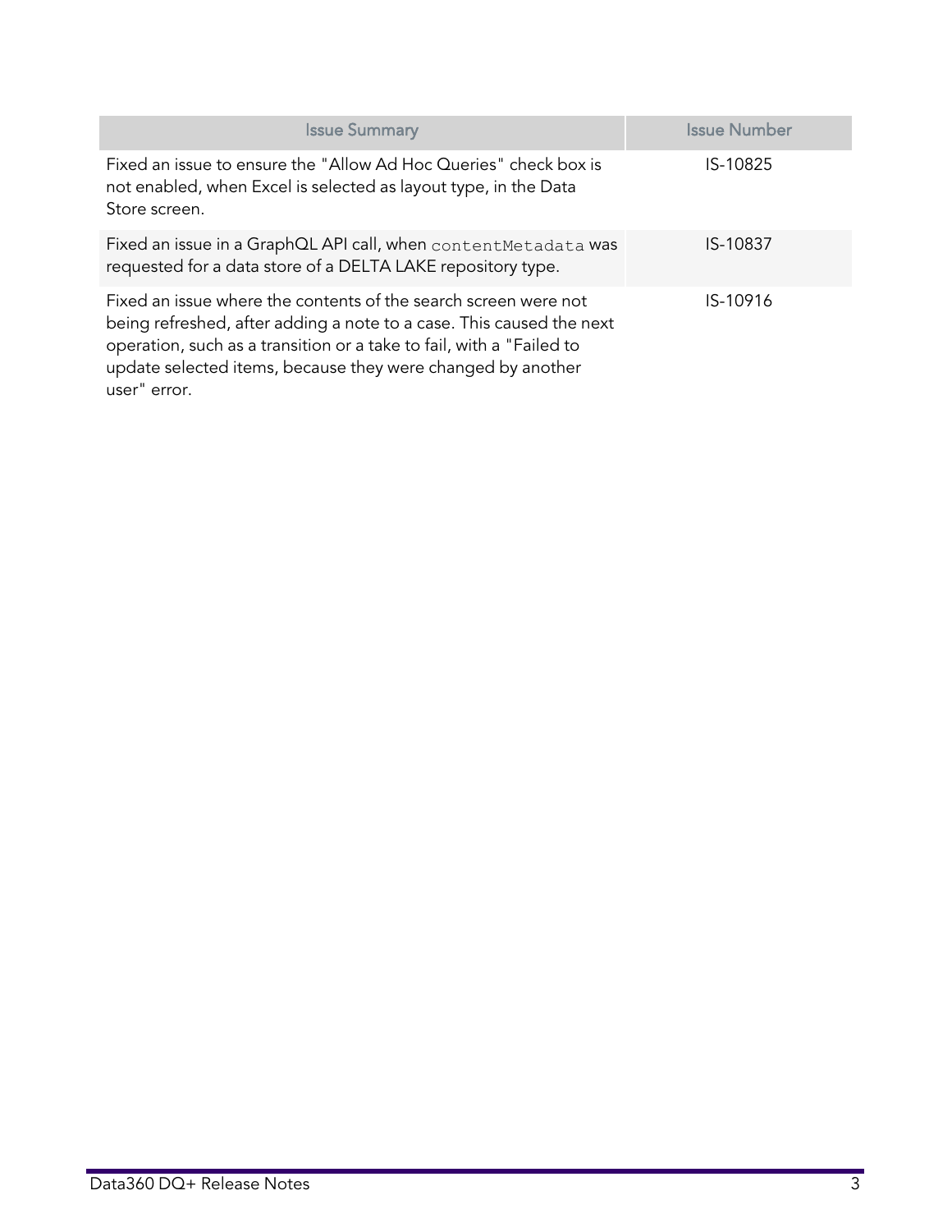| Issue Summary | Issue Number |
| --- | --- |
| Fixed an issue to ensure the "Allow Ad Hoc Queries" check box is not enabled, when Excel is selected as layout type, in the Data Store screen. | IS-10825 |
| Fixed an issue in a GraphQL API call, when `contentMetadata` was requested for a data store of a DELTA LAKE repository type. | IS-10837 |
| Fixed an issue where the contents of the search screen were not being refreshed, after adding a note to a case. This caused the next operation, such as a transition or a take to fail, with a "Failed to update selected items, because they were changed by another user" error. | IS-10916 |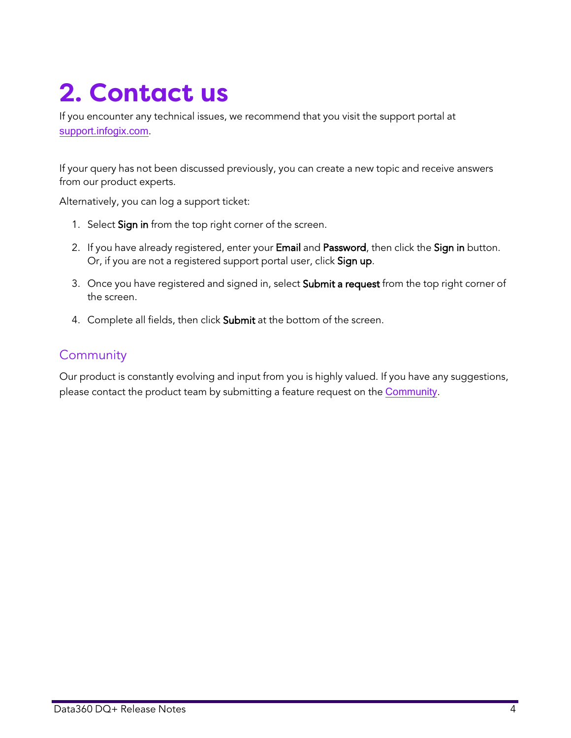# 2. Contact us

If you encounter any technical issues, we recommend that you visit the support portal at [support.infogix.com](support.infogix.com).

If your query has not been discussed previously, you can create a new topic and receive answers from our product experts.

Alternatively, you can log a support ticket:

1. Select **Sign in** from the top right corner of the screen.
2. If you have already registered, enter your **Email** and **Password**, then click the **Sign in** button. Or, if you are not a registered support portal user, click **Sign up**.
3. Once you have registered and signed in, select **Submit a request** from the top right corner of the screen.
4. Complete all fields, then click **Submit** at the bottom of the screen.

## Community

Our product is constantly evolving and input from you is highly valued. If you have any suggestions, please contact the product team by submitting a feature request on the Community.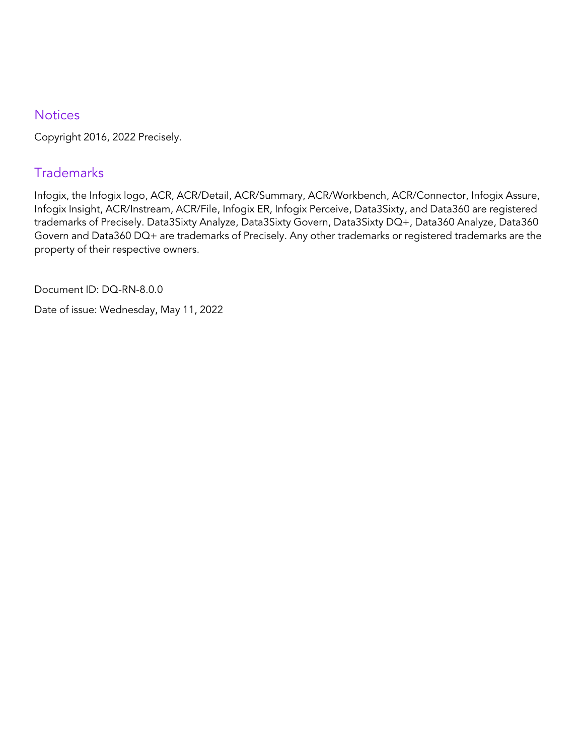## Notices

Copyright 2016, 2022 Precisely.

## Trademarks

Infogix, the Infogix logo, ACR, ACR/Detail, ACR/Summary, ACR/Workbench, ACR/Connector, Infogix Assure, Infogix Insight, ACR/Instream, ACR/File, Infogix ER, Infogix Perceive, Data3Sixty, and Data360 are registered trademarks of Precisely. Data3Sixty Analyze, Data3Sixty Govern, Data3Sixty DQ+, Data360 Analyze, Data360 Govern and Data360 DQ+ are trademarks of Precisely. Any other trademarks or registered trademarks are the property of their respective owners.

Document ID: DQ-RN-8.0.0

Date of issue: Wednesday, May 11, 2022